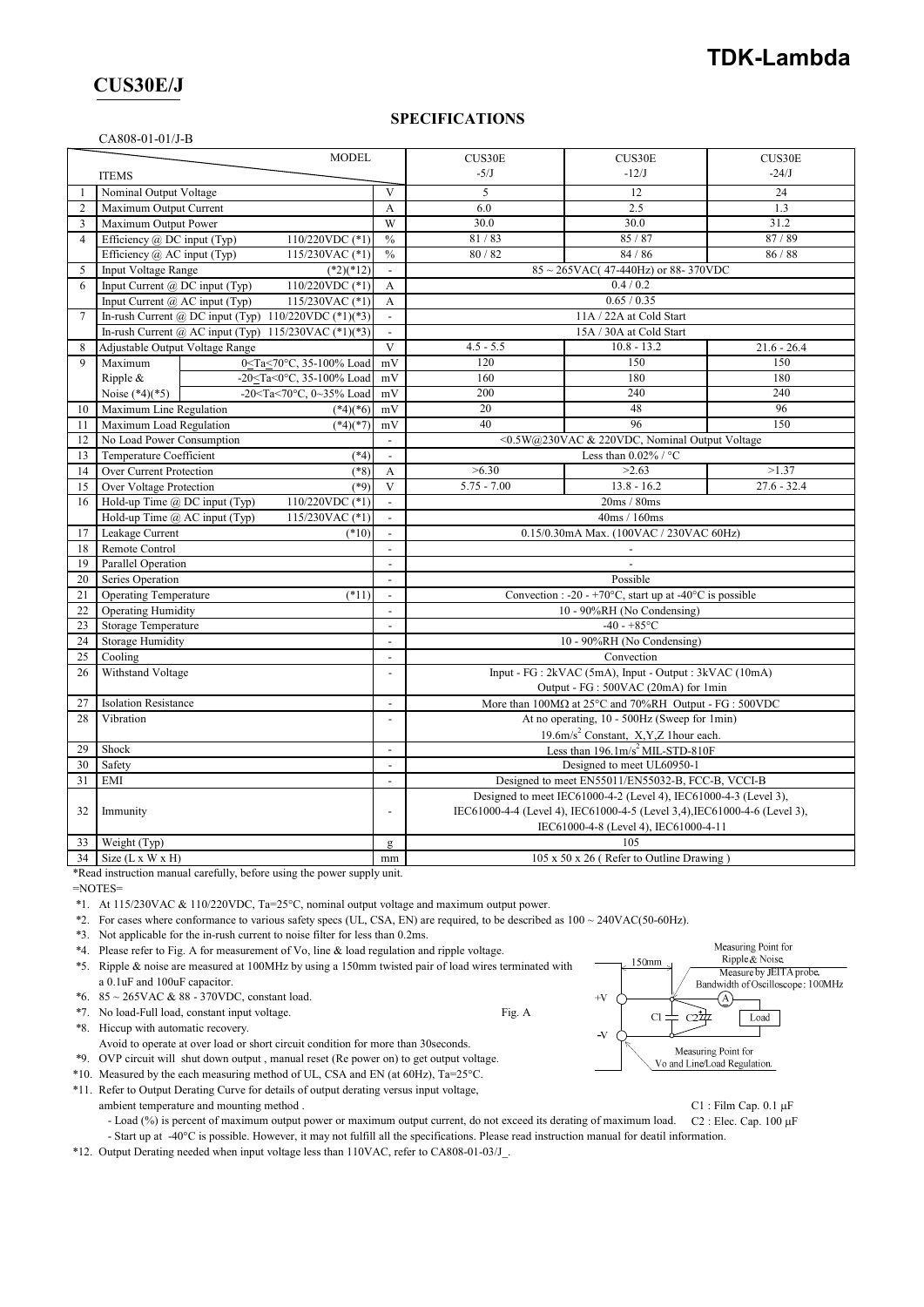# TDK-Lambda

## CUS30E/J

### SPECIFICATIONS

CA808-01-01/J-B

| | ITEMS | | MODEL | CUS30E -5/J | CUS30E -12/J | CUS30E -24/J |
|---|---|---|---|---|---|---|
| 1 | Nominal Output Voltage | | V | 5 | 12 | 24 |
| 2 | Maximum Output Current | | A | 6.0 | 2.5 | 1.3 |
| 3 | Maximum Output Power | | W | 30.0 | 30.0 | 31.2 |
| 4 | Efficiency @ DC input (Typ) | 110/220VDC (*1) | % | 81 / 83 | 85 / 87 | 87 / 89 |
| | Efficiency @ AC input (Typ) | 115/230VAC (*1) | % | 80 / 82 | 84 / 86 | 86 / 88 |
| 5 | Input Voltage Range | (*2)(*12) | - | 85 ~ 265VAC( 47-440Hz) or 88- 370VDC | | |
| 6 | Input Current @ DC input (Typ) | 110/220VDC (*1) | A | 0.4 / 0.2 | | |
| | Input Current @ AC input (Typ) | 115/230VAC (*1) | A | 0.65 / 0.35 | | |
| 7 | In-rush Current @ DC input (Typ) | 110/220VDC (*1)(*3) | - | 11A / 22A at Cold Start | | |
| | In-rush Current @ AC input (Typ) | 115/230VAC (*1)(*3) | - | 15A / 30A at Cold Start | | |
| 8 | Adjustable Output Voltage Range | | V | 4.5 - 5.5 | 10.8 - 13.2 | 21.6 - 26.4 |
| 9 | Maximum Ripple & Noise (*4)(*5) | 0≤Ta≤70°C, 35-100% Load | mV | 120 | 150 | 150 |
| | | -20≤Ta<0°C, 35-100% Load | mV | 160 | 180 | 180 |
| | | -20<Ta<70°C, 0~35% Load | mV | 200 | 240 | 240 |
| 10 | Maximum Line Regulation | (*4)(*6) | mV | 20 | 48 | 96 |
| 11 | Maximum Load Regulation | (*4)(*7) | mV | 40 | 96 | 150 |
| 12 | No Load Power Consumption | | - | <0.5W@230VAC & 220VDC, Nominal Output Voltage | | |
| 13 | Temperature Coefficient | (*4) | - | Less than 0.02% / °C | | |
| 14 | Over Current Protection | (*8) | A | >6.30 | >2.63 | >1.37 |
| 15 | Over Voltage Protection | (*9) | V | 5.75 - 7.00 | 13.8 - 16.2 | 27.6 - 32.4 |
| 16 | Hold-up Time @ DC input (Typ) | 110/220VDC (*1) | - | 20ms / 80ms | | |
| | Hold-up Time @ AC input (Typ) | 115/230VAC (*1) | - | 40ms / 160ms | | |
| 17 | Leakage Current | (*10) | - | 0.15/0.30mA Max. (100VAC / 230VAC 60Hz) | | |
| 18 | Remote Control | | - | - | | |
| 19 | Parallel Operation | | - | - | | |
| 20 | Series Operation | | - | Possible | | |
| 21 | Operating Temperature | (*11) | - | Convection : -20 - +70°C, start up at -40°C is possible | | |
| 22 | Operating Humidity | | - | 10 - 90%RH (No Condensing) | | |
| 23 | Storage Temperature | | - | -40 - +85°C | | |
| 24 | Storage Humidity | | - | 10 - 90%RH (No Condensing) | | |
| 25 | Cooling | | - | Convection | | |
| 26 | Withstand Voltage | | - | Input - FG : 2kVAC (5mA), Input - Output : 3kVAC (10mA) Output - FG : 500VAC (20mA) for 1min | | |
| 27 | Isolation Resistance | | - | More than 100MΩ at 25°C and 70%RH Output - FG : 500VDC | | |
| 28 | Vibration | | - | At no operating, 10 - 500Hz (Sweep for 1min) 19.6m/s$^2$ Constant, X,Y,Z 1hour each. | | |
| 29 | Shock | | - | Less than 196.1m/s$^2$ MIL-STD-810F | | |
| 30 | Safety | | - | Designed to meet UL60950-1 | | |
| 31 | EMI | | - | Designed to meet EN55011/EN55032-B, FCC-B, VCCI-B | | |
| 32 | Immunity | | - | Designed to meet IEC61000-4-2 (Level 4), IEC61000-4-3 (Level 3), IEC61000-4-4 (Level 4), IEC61000-4-5 (Level 3,4), IEC61000-4-6 (Level 3), IEC61000-4-8 (Level 4), IEC61000-4-11 | | |
| 33 | Weight (Typ) | | g | 105 | | |
| 34 | Size (L x W x H) | | mm | 105 x 50 x 26 ( Refer to Outline Drawing ) | | |

*Read instruction manual carefully, before using the power supply unit.

=NOTES=

*1. At 115/230VAC & 110/220VDC, Ta=25°C, nominal output voltage and maximum output power.

*2. For cases where conformance to various safety specs (UL, CSA, EN) are required, to be described as 100 ~ 240VAC(50-60Hz).

*3. Not applicable for the in-rush current to noise filter for less than 0.2ms.

*4. Please refer to Fig. A for measurement of Vo, line & load regulation and ripple voltage.

*5. Ripple & noise are measured at 100MHz by using a 150mm twisted pair of load wires terminated with a 0.1uF and 100uF capacitor.

*6. 85 ~ 265VAC & 88 - 370VDC, constant load.

*7. No load-Full load, constant input voltage.

*8. Hiccup with automatic recovery.
Avoid to operate at over load or short circuit condition for more than 30seconds.

*9. OVP circuit will shut down output , manual reset (Re power on) to get output voltage.

*10. Measured by the each measuring method of UL, CSA and EN (at 60Hz), Ta=25°C.

*11. Refer to Output Derating Curve for details of output derating versus input voltage, ambient temperature and mounting method .
- Load (%) is percent of maximum output power or maximum output current, do not exceed its derating of maximum load.
- Start up at -40°C is possible. However, it may not fulfill all the specifications. Please read instruction manual for deatil information.

*12. Output Derating needed when input voltage less than 110VAC, refer to CA808-01-03/J_.

Fig. A

Measuring Point for Ripple & Noise. Measure by JEITA probe. Bandwidth of Oscilloscope: 100MHz

150mm

+V, -V, C1, C2, A, Load

Measuring Point for Vo and Line/Load Regulation.

C1 : Film Cap. 0.1 μF
C2 : Elec. Cap. 100 μF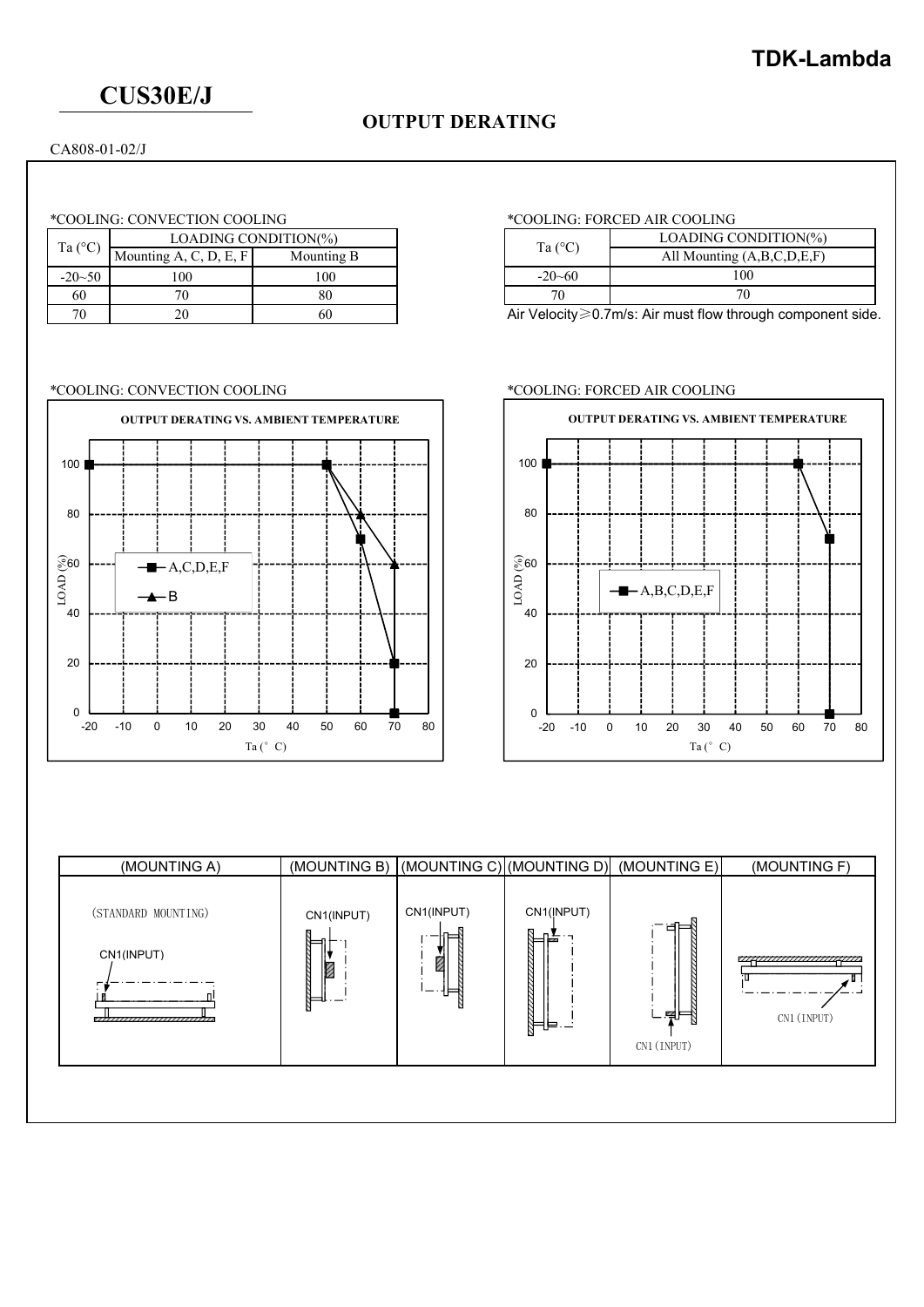# CUS30E/J

## OUTPUT DERATING

CA808-01-02/J

*COOLING: CONVECTION COOLING

| Ta (°C) | LOADING CONDITION(%) | |
|---|---|---|
| | Mounting A, C, D, E, F | Mounting B |
| -20~50 | 100 | 100 |
| 60 | 70 | 80 |
| 70 | 20 | 60 |

*COOLING: FORCED AIR COOLING

| Ta (°C) | LOADING CONDITION(%) |
|---|---|
| | All Mounting (A,B,C,D,E,F) |
| -20~60 | 100 |
| 70 | 70 |

Air Velocity≧0.7m/s: Air must flow through component side.

*COOLING: CONVECTION COOLING

OUTPUT DERATING VS. AMBIENT TEMPERATURE

*COOLING: FORCED AIR COOLING

OUTPUT DERATING VS. AMBIENT TEMPERATURE

| (MOUNTING A) | (MOUNTING B) | (MOUNTING C) | (MOUNTING D) | (MOUNTING E) | (MOUNTING F) |
|---|---|---|---|---|---|
| (STANDARD MOUNTING) CN1(INPUT) | CN1(INPUT) | CN1(INPUT) | CN1(INPUT) | CN1(INPUT) | CN1(INPUT) |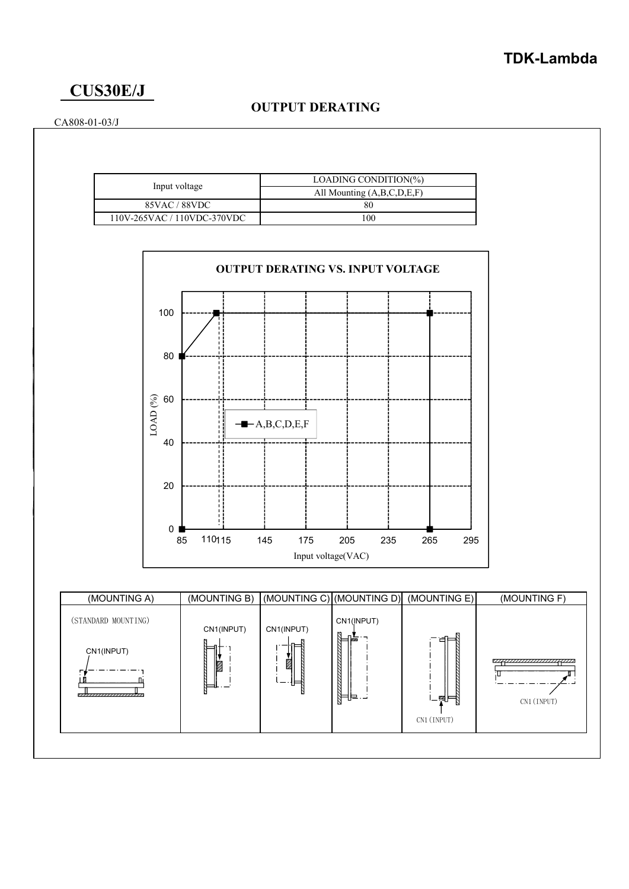TDK-Lambda

# CUS30E/J

## OUTPUT DERATING

CA808-01-03/J

| Input voltage | LOADING CONDITION(%) |
|---|---|
| | All Mounting (A,B,C,D,E,F) |
| 85VAC / 88VDC | 80 |
| 110V-265VAC / 110VDC-370VDC | 100 |

**OUTPUT DERATING VS. INPUT VOLTAGE**

LOAD (%)

100
80
60
40
20
0

85 110 115 145 175 205 235 265 295

Input voltage(VAC)

A,B,C,D,E,F

(MOUNTING A)
(STANDARD MOUNTING)
CN1(INPUT)

(MOUNTING B)
CN1(INPUT)

(MOUNTING C)
CN1(INPUT)

(MOUNTING D)
CN1(INPUT)

(MOUNTING E)
CN1(INPUT)

(MOUNTING F)
CN1(INPUT)